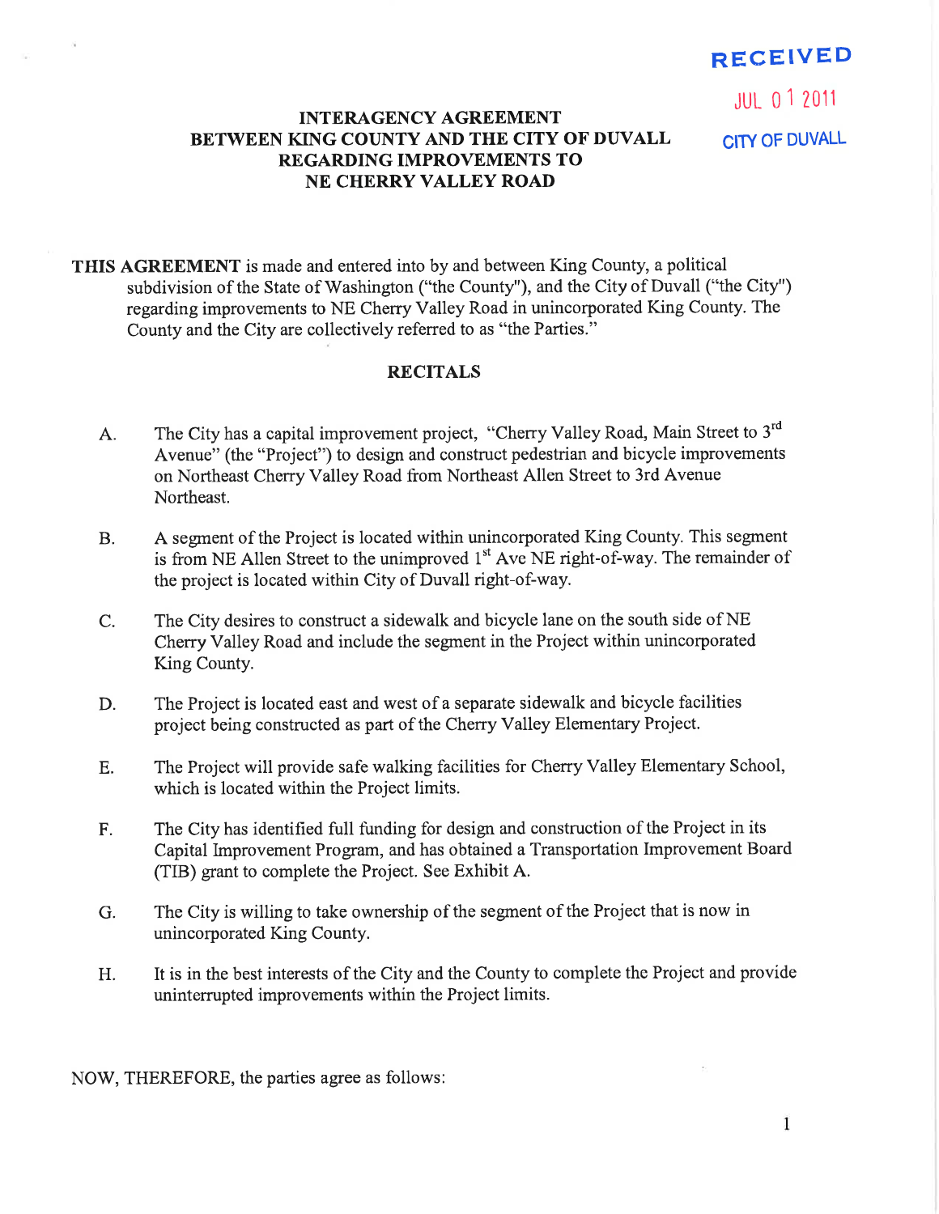RECEIVED

JUL 01 2011

CITY OF DUVALL

# INTERAGENCY AGREEMENT BETWEEN KING COUNTY AND THE CITY OF DUVALL REGARDING IMPROVEMENTS TO NE CHERRY VALLEY ROAD

**THIS AGREEMENT** is made and entered into by and between King County, a political subdivision of the State of Washington ("the County"), and the City of Duvall ("the City") regarding improvements to NE Cherry Valley Road in unincorporated King County. The County and the City are collectively referred to as "the Parties."

## RECITALS

A. The City has a capital improvement project, "Cherry Valley Road, Main Street to 3rd Avenue" (the "Project") to design and construct pedestrian and bicycle improvements on Northeast Cherry Valley Road from Northeast Allen Street to 3rd Avenue Northeast.

B. A segment of the Project is located within unincorporated King County. This segment is from NE Allen Street to the unimproved 1st Ave NE right-of-way. The remainder of the project is located within City of Duvall right-of-way.

C. The City desires to construct a sidewalk and bicycle lane on the south side of NE Cherry Valley Road and include the segment in the Project within unincorporated King County.

D. The Project is located east and west of a separate sidewalk and bicycle facilities project being constructed as part of the Cherry Valley Elementary Project.

E. The Project will provide safe walking facilities for Cherry Valley Elementary School, which is located within the Project limits.

F. The City has identified full funding for design and construction of the Project in its Capital Improvement Program, and has obtained a Transportation Improvement Board (TIB) grant to complete the Project. See Exhibit A.

G. The City is willing to take ownership of the segment of the Project that is now in unincorporated King County.

H. It is in the best interests of the City and the County to complete the Project and provide uninterrupted improvements within the Project limits.

NOW, THEREFORE, the parties agree as follows: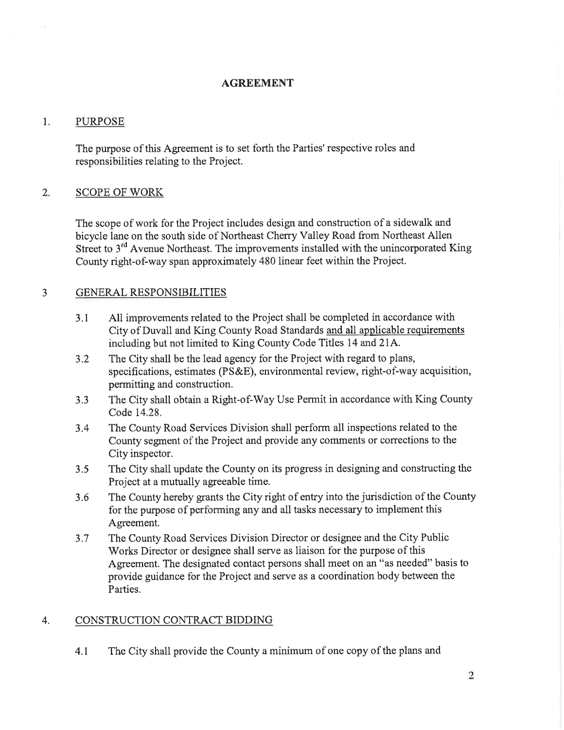# AGREEMENT

## 1. PURPOSE

The purpose of this Agreement is to set forth the Parties' respective roles and responsibilities relating to the Project.

## 2. SCOPE OF WORK

The scope of work for the Project includes design and construction of a sidewalk and bicycle lane on the south side of Northeast Cherry Valley Road from Northeast Allen Street to 3rd Avenue Northeast. The improvements installed with the unincorporated King County right-of-way span approximately 480 linear feet within the Project.

## 3 GENERAL RESPONSIBILITIES

3.1 All improvements related to the Project shall be completed in accordance with City of Duvall and King County Road Standards and all applicable requirements including but not limited to King County Code Titles 14 and 21A.

3.2 The City shall be the lead agency for the Project with regard to plans, specifications, estimates (PS&E), environmental review, right-of-way acquisition, permitting and construction.

3.3 The City shall obtain a Right-of-Way Use Permit in accordance with King County Code 14.28.

3.4 The County Road Services Division shall perform all inspections related to the County segment of the Project and provide any comments or corrections to the City inspector.

3.5 The City shall update the County on its progress in designing and constructing the Project at a mutually agreeable time.

3.6 The County hereby grants the City right of entry into the jurisdiction of the County for the purpose of performing any and all tasks necessary to implement this Agreement.

3.7 The County Road Services Division Director or designee and the City Public Works Director or designee shall serve as liaison for the purpose of this Agreement. The designated contact persons shall meet on an "as needed" basis to provide guidance for the Project and serve as a coordination body between the Parties.

## 4. CONSTRUCTION CONTRACT BIDDING

4.1 The City shall provide the County a minimum of one copy of the plans and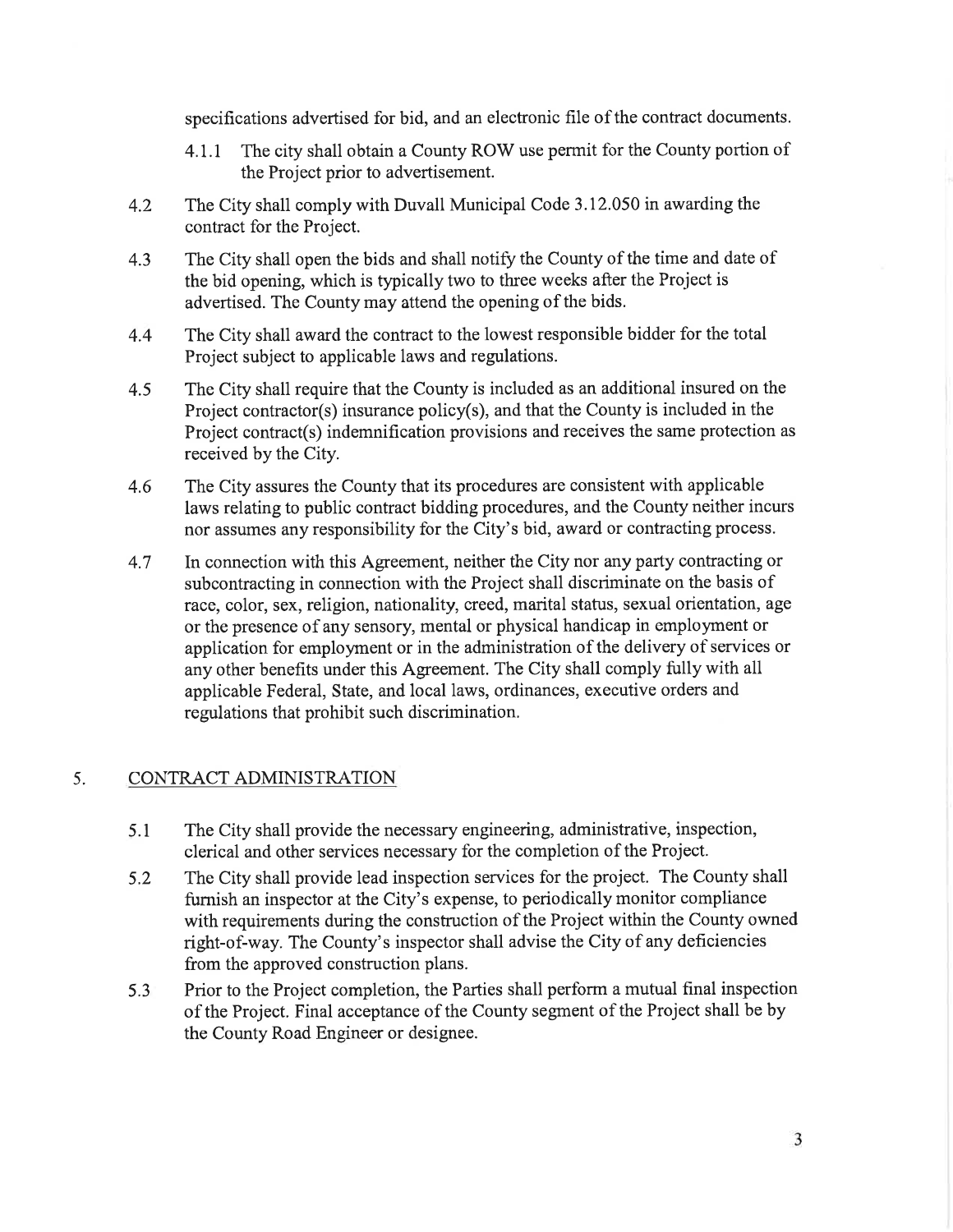specifications advertised for bid, and an electronic file of the contract documents.

4.1.1 The city shall obtain a County ROW use permit for the County portion of the Project prior to advertisement.

4.2 The City shall comply with Duvall Municipal Code 3.12.050 in awarding the contract for the Project.

4.3 The City shall open the bids and shall notify the County of the time and date of the bid opening, which is typically two to three weeks after the Project is advertised. The County may attend the opening of the bids.

4.4 The City shall award the contract to the lowest responsible bidder for the total Project subject to applicable laws and regulations.

4.5 The City shall require that the County is included as an additional insured on the Project contractor(s) insurance policy(s), and that the County is included in the Project contract(s) indemnification provisions and receives the same protection as received by the City.

4.6 The City assures the County that its procedures are consistent with applicable laws relating to public contract bidding procedures, and the County neither incurs nor assumes any responsibility for the City's bid, award or contracting process.

4.7 In connection with this Agreement, neither the City nor any party contracting or subcontracting in connection with the Project shall discriminate on the basis of race, color, sex, religion, nationality, creed, marital status, sexual orientation, age or the presence of any sensory, mental or physical handicap in employment or application for employment or in the administration of the delivery of services or any other benefits under this Agreement. The City shall comply fully with all applicable Federal, State, and local laws, ordinances, executive orders and regulations that prohibit such discrimination.

## 5. CONTRACT ADMINISTRATION

5.1 The City shall provide the necessary engineering, administrative, inspection, clerical and other services necessary for the completion of the Project.

5.2 The City shall provide lead inspection services for the project. The County shall furnish an inspector at the City's expense, to periodically monitor compliance with requirements during the construction of the Project within the County owned right-of-way. The County's inspector shall advise the City of any deficiencies from the approved construction plans.

5.3 Prior to the Project completion, the Parties shall perform a mutual final inspection of the Project. Final acceptance of the County segment of the Project shall be by the County Road Engineer or designee.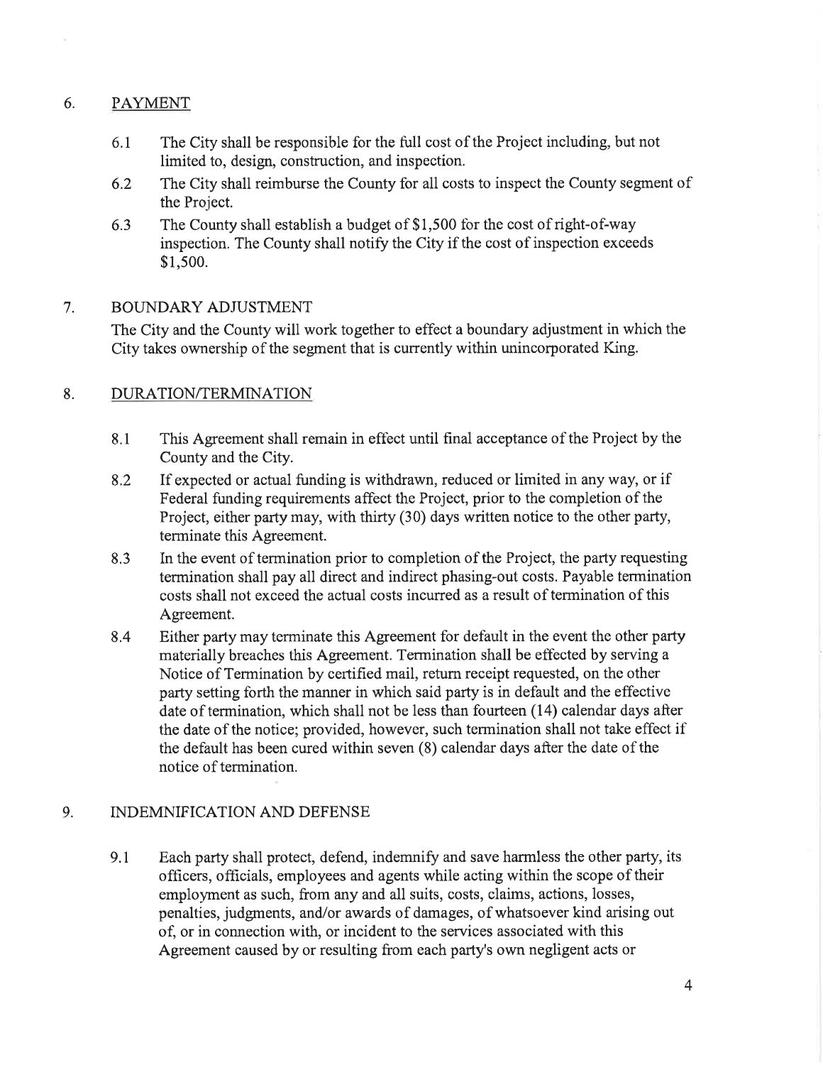## 6. PAYMENT

6.1 The City shall be responsible for the full cost of the Project including, but not limited to, design, construction, and inspection.

6.2 The City shall reimburse the County for all costs to inspect the County segment of the Project.

6.3 The County shall establish a budget of $1,500 for the cost of right-of-way inspection. The County shall notify the City if the cost of inspection exceeds $1,500.

## 7. BOUNDARY ADJUSTMENT

The City and the County will work together to effect a boundary adjustment in which the City takes ownership of the segment that is currently within unincorporated King.

## 8. DURATION/TERMINATION

8.1 This Agreement shall remain in effect until final acceptance of the Project by the County and the City.

8.2 If expected or actual funding is withdrawn, reduced or limited in any way, or if Federal funding requirements affect the Project, prior to the completion of the Project, either party may, with thirty (30) days written notice to the other party, terminate this Agreement.

8.3 In the event of termination prior to completion of the Project, the party requesting termination shall pay all direct and indirect phasing-out costs. Payable termination costs shall not exceed the actual costs incurred as a result of termination of this Agreement.

8.4 Either party may terminate this Agreement for default in the event the other party materially breaches this Agreement. Termination shall be effected by serving a Notice of Termination by certified mail, return receipt requested, on the other party setting forth the manner in which said party is in default and the effective date of termination, which shall not be less than fourteen (14) calendar days after the date of the notice; provided, however, such termination shall not take effect if the default has been cured within seven (8) calendar days after the date of the notice of termination.

## 9. INDEMNIFICATION AND DEFENSE

9.1 Each party shall protect, defend, indemnify and save harmless the other party, its officers, officials, employees and agents while acting within the scope of their employment as such, from any and all suits, costs, claims, actions, losses, penalties, judgments, and/or awards of damages, of whatsoever kind arising out of, or in connection with, or incident to the services associated with this Agreement caused by or resulting from each party's own negligent acts or